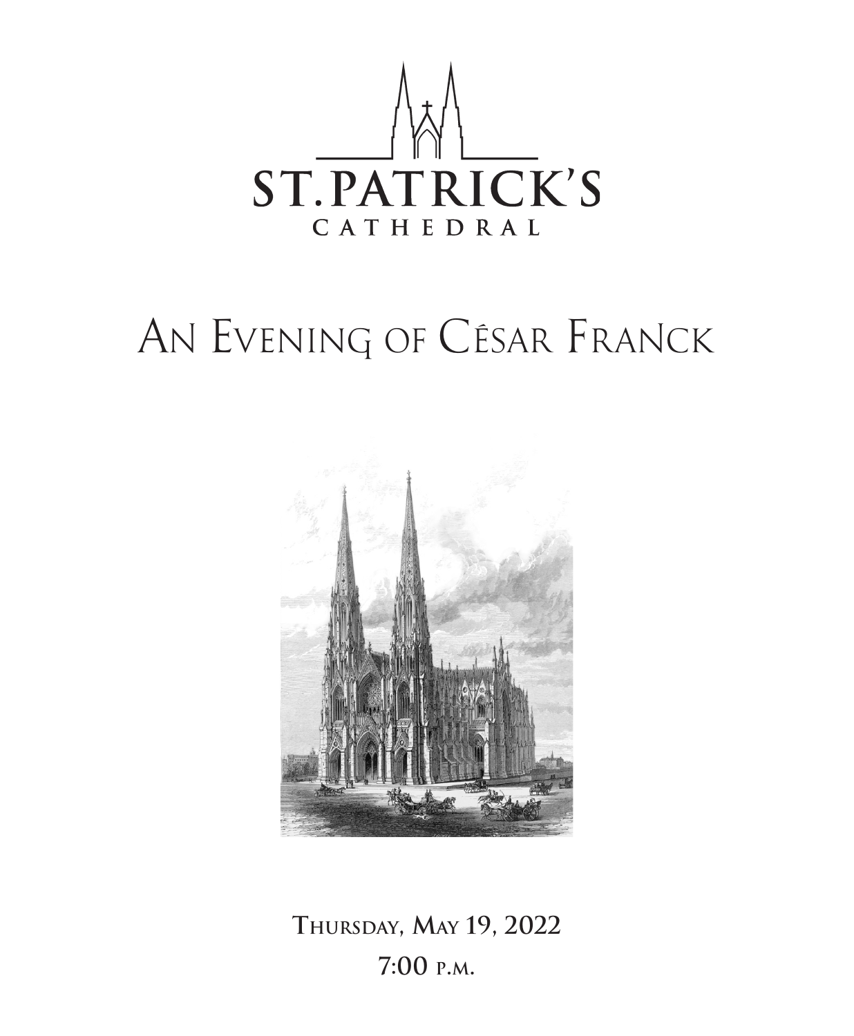ST. PATRICK'S CATHEDRAL

# An Evening of César Franck

Thursday, May 19, 2022

7:00 p.m.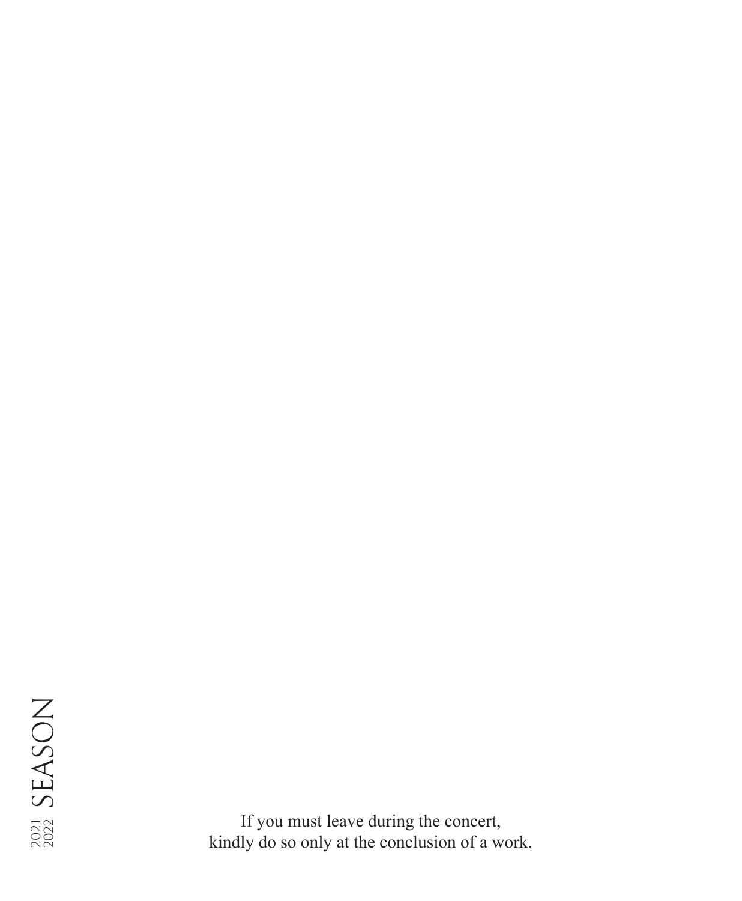If you must leave during the concert,
kindly do so only at the conclusion of a work.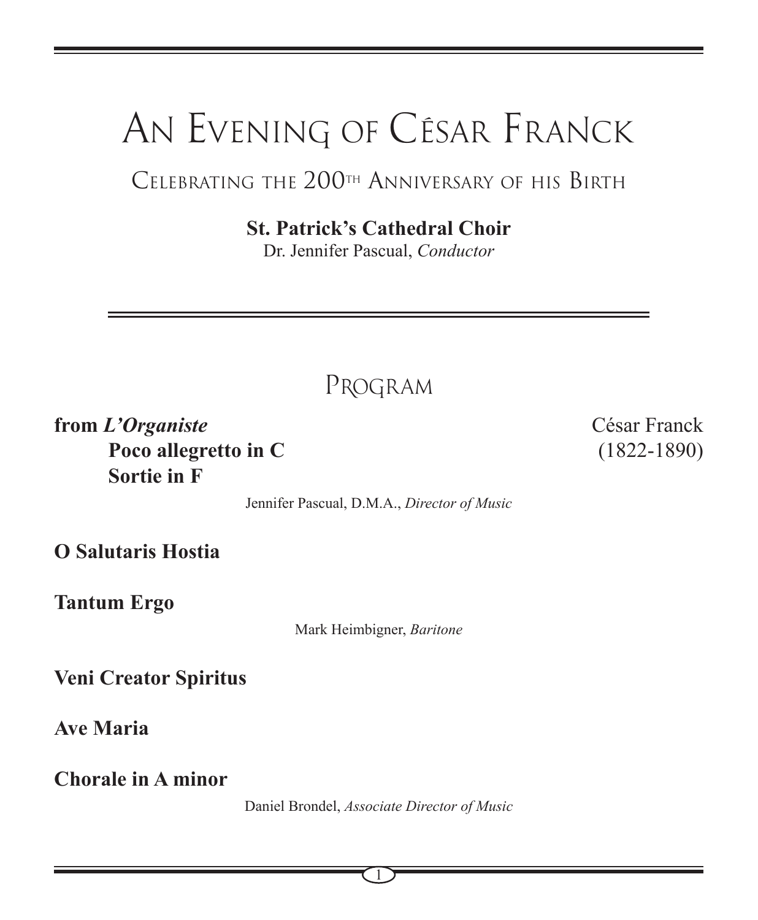# An Evening of César Franck

## Celebrating the 200th Anniversary of his Birth

**St. Patrick's Cathedral Choir**
Dr. Jennifer Pascual, *Conductor*

## Program

**from *L'Organiste*** César Franck (1822-1890)

**Poco allegretto in C**

**Sortie in F**

Jennifer Pascual, D.M.A., *Director of Music*

**O Salutaris Hostia**

**Tantum Ergo**

Mark Heimbigner, *Baritone*

**Veni Creator Spiritus**

**Ave Maria**

**Chorale in A minor**

Daniel Brondel, *Associate Director of Music*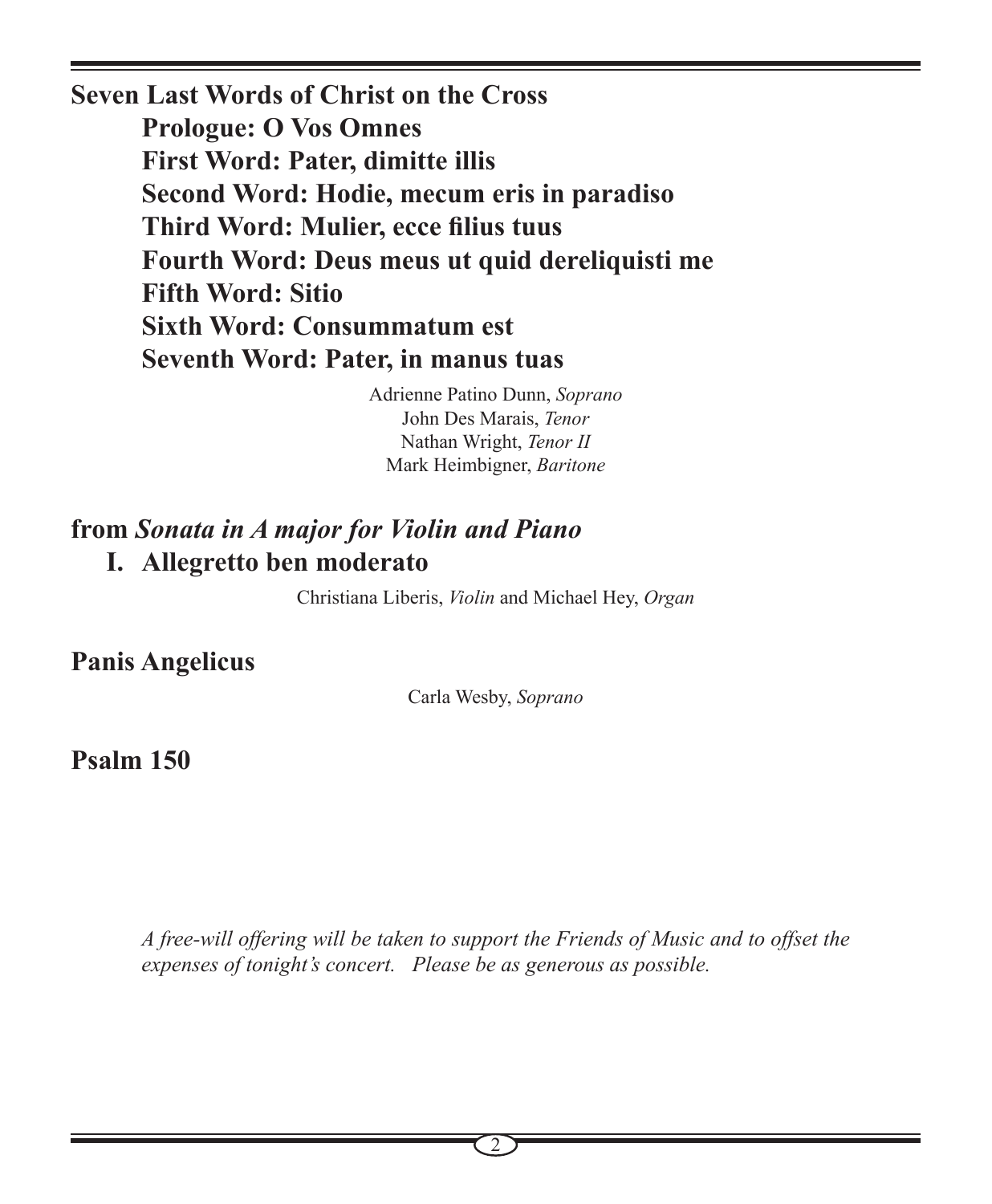**Seven Last Words of Christ on the Cross**

**Prologue: O Vos Omnes**
**First Word: Pater, dimitte illis**
**Second Word: Hodie, mecum eris in paradiso**
**Third Word: Mulier, ecce filius tuus**
**Fourth Word: Deus meus ut quid dereliquisti me**
**Fifth Word: Sitio**
**Sixth Word: Consummatum est**
**Seventh Word: Pater, in manus tuas**

Adrienne Patino Dunn, *Soprano*
John Des Marais, *Tenor*
Nathan Wright, *Tenor II*
Mark Heimbigner, *Baritone*

**from *Sonata in A major for Violin and Piano***

**I. Allegretto ben moderato**

Christiana Liberis, *Violin* and Michael Hey, *Organ*

**Panis Angelicus**

Carla Wesby, *Soprano*

**Psalm 150**

*A free-will offering will be taken to support the Friends of Music and to offset the expenses of tonight's concert. Please be as generous as possible.*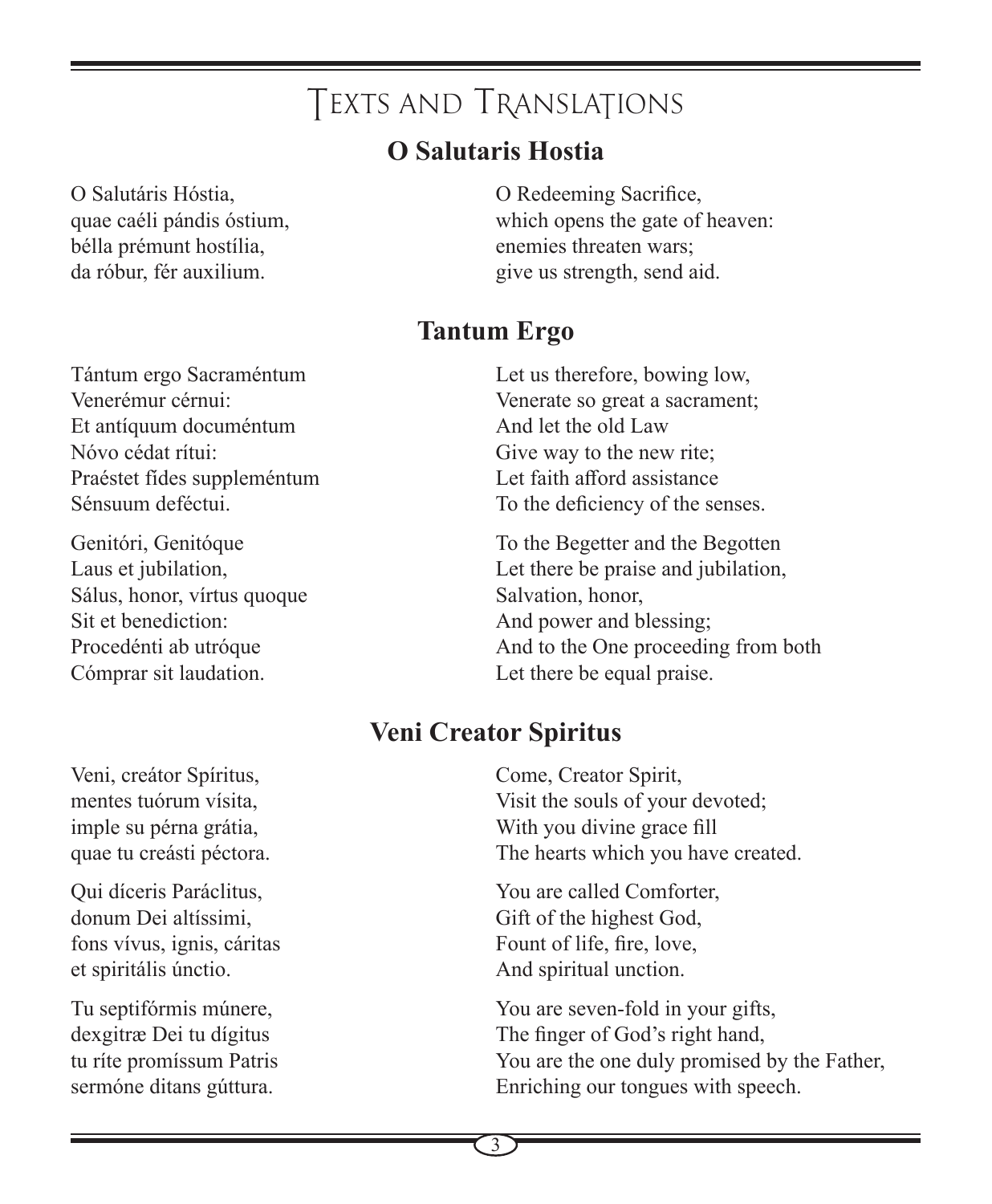# Texts and Translations

## O Salutaris Hostia

O Salutáris Hóstia,
quae caéli pándis óstium,
bélla prémunt hostília,
da róbur, fér auxilium.

O Redeeming Sacrifice,
which opens the gate of heaven:
enemies threaten wars;
give us strength, send aid.

## Tantum Ergo

Tántum ergo Sacraméntum
Venerémur cérnui:
Et antíquum documéntum
Nóvo cédat rítui:
Praéstet fídes suppleméntum
Sénsuum deféctui.

Let us therefore, bowing low,
Venerate so great a sacrament;
And let the old Law
Give way to the new rite;
Let faith afford assistance
To the deficiency of the senses.

Genitóri, Genitóque
Laus et jubilation,
Sálus, honor, vírtus quoque
Sit et benediction:
Procedénti ab utróque
Cómprar sit laudation.

To the Begetter and the Begotten
Let there be praise and jubilation,
Salvation, honor,
And power and blessing;
And to the One proceeding from both
Let there be equal praise.

## Veni Creator Spiritus

Veni, creátor Spíritus,
mentes tuórum vísita,
imple su pérna grátia,
quae tu creásti péctora.

Come, Creator Spirit,
Visit the souls of your devoted;
With you divine grace fill
The hearts which you have created.

Qui díceris Paráclitus,
donum Dei altíssimi,
fons vívus, ignis, cáritas
et spiritális únctio.

You are called Comforter,
Gift of the highest God,
Fount of life, fire, love,
And spiritual unction.

Tu septifórmis múnere,
dexgitræ Dei tu dígitus
tu ríte promíssum Patris
sermóne ditans gúttura.

You are seven-fold in your gifts,
The finger of God's right hand,
You are the one duly promised by the Father,
Enriching our tongues with speech.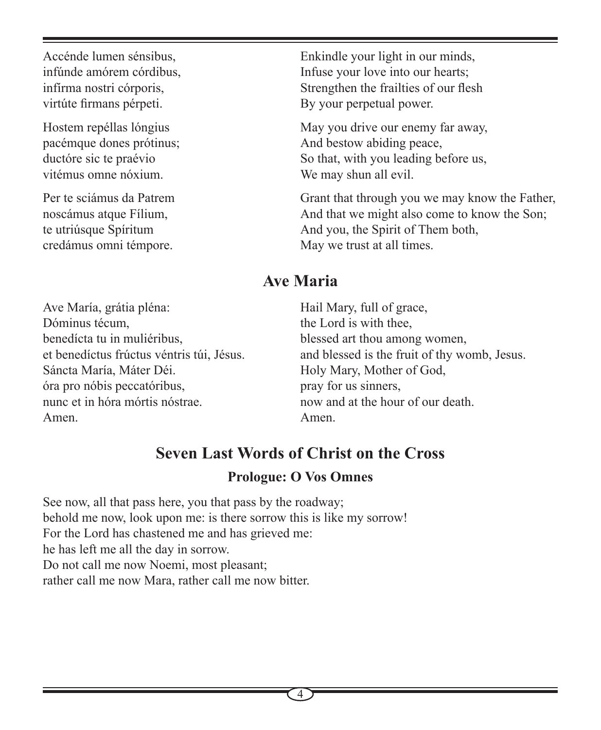Accénde lumen sénsibus,
infúnde amórem córdibus,
infírma nostri córporis,
virtúte firmans pérpeti.

Enkindle your light in our minds,
Infuse your love into our hearts;
Strengthen the frailties of our flesh
By your perpetual power.

Hostem repéllas lóngius
pacémque dones prótinus;
ductóre sic te praévio
vitémus omne nóxium.

May you drive our enemy far away,
And bestow abiding peace,
So that, with you leading before us,
We may shun all evil.

Per te sciámus da Patrem
noscámus atque Fílium,
te utriúsque Spíritum
credámus omni témpore.

Grant that through you we may know the Father,
And that we might also come to know the Son;
And you, the Spirit of Them both,
May we trust at all times.

## Ave Maria

Ave María, grátia pléna:
Dóminus técum,
benedícta tu in muliéribus,
et benedíctus frúctus véntris túi, Jésus.
Sáncta María, Máter Déi.
óra pro nóbis peccatóribus,
nunc et in hóra mórtis nóstrae.
Amen.

Hail Mary, full of grace,
the Lord is with thee,
blessed art thou among women,
and blessed is the fruit of thy womb, Jesus.
Holy Mary, Mother of God,
pray for us sinners,
now and at the hour of our death.
Amen.

## Seven Last Words of Christ on the Cross

### Prologue: O Vos Omnes

See now, all that pass here, you that pass by the roadway;
behold me now, look upon me: is there sorrow this is like my sorrow!
For the Lord has chastened me and has grieved me:
he has left me all the day in sorrow.
Do not call me now Noemi, most pleasant;
rather call me now Mara, rather call me now bitter.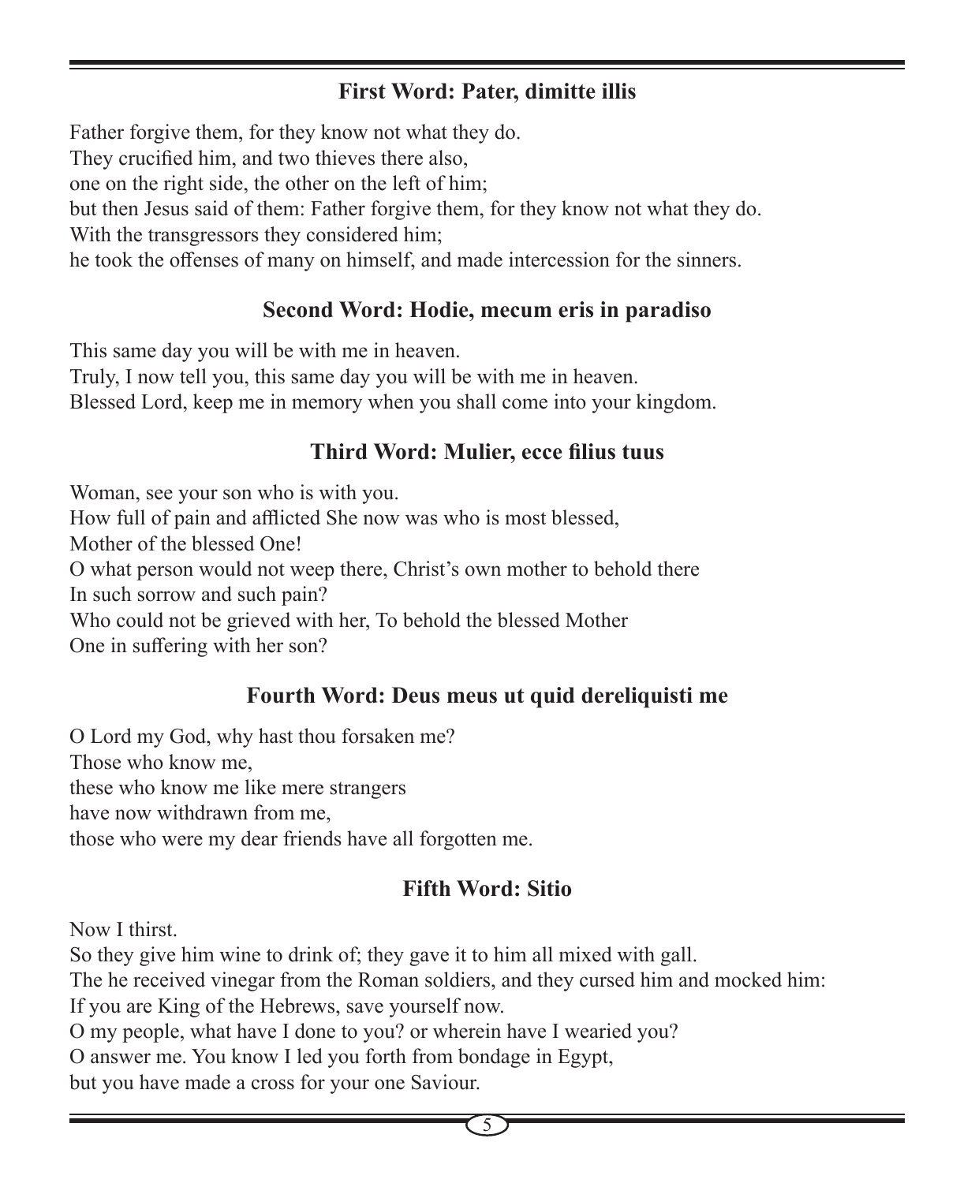## First Word: Pater, dimitte illis

Father forgive them, for they know not what they do.
They crucified him, and two thieves there also,
one on the right side, the other on the left of him;
but then Jesus said of them: Father forgive them, for they know not what they do.
With the transgressors they considered him;
he took the offenses of many on himself, and made intercession for the sinners.

## Second Word: Hodie, mecum eris in paradiso

This same day you will be with me in heaven.
Truly, I now tell you, this same day you will be with me in heaven.
Blessed Lord, keep me in memory when you shall come into your kingdom.

## Third Word: Mulier, ecce filius tuus

Woman, see your son who is with you.
How full of pain and afflicted She now was who is most blessed,
Mother of the blessed One!
O what person would not weep there, Christ's own mother to behold there
In such sorrow and such pain?
Who could not be grieved with her, To behold the blessed Mother
One in suffering with her son?

## Fourth Word: Deus meus ut quid dereliquisti me

O Lord my God, why hast thou forsaken me?
Those who know me,
these who know me like mere strangers
have now withdrawn from me,
those who were my dear friends have all forgotten me.

## Fifth Word: Sitio

Now I thirst.
So they give him wine to drink of; they gave it to him all mixed with gall.
The he received vinegar from the Roman soldiers, and they cursed him and mocked him:
If you are King of the Hebrews, save yourself now.
O my people, what have I done to you? or wherein have I wearied you?
O answer me. You know I led you forth from bondage in Egypt,
but you have made a cross for your one Saviour.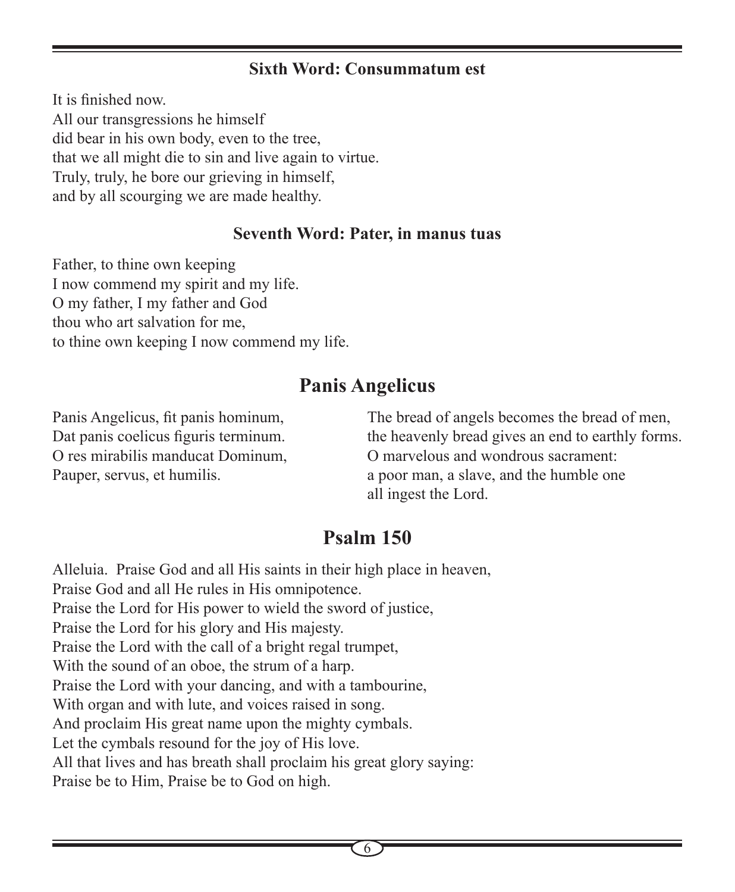### Sixth Word: Consummatum est

It is finished now.
All our transgressions he himself
did bear in his own body, even to the tree,
that we all might die to sin and live again to virtue.
Truly, truly, he bore our grieving in himself,
and by all scourging we are made healthy.

### Seventh Word: Pater, in manus tuas

Father, to thine own keeping
I now commend my spirit and my life.
O my father, I my father and God
thou who art salvation for me,
to thine own keeping I now commend my life.

## Panis Angelicus

Panis Angelicus, fit panis hominum,
Dat panis coelicus figuris terminum.
O res mirabilis manducat Dominum,
Pauper, servus, et humilis.

The bread of angels becomes the bread of men,
the heavenly bread gives an end to earthly forms.
O marvelous and wondrous sacrament:
a poor man, a slave, and the humble one
all ingest the Lord.

## Psalm 150

Alleluia. Praise God and all His saints in their high place in heaven,
Praise God and all He rules in His omnipotence.
Praise the Lord for His power to wield the sword of justice,
Praise the Lord for his glory and His majesty.
Praise the Lord with the call of a bright regal trumpet,
With the sound of an oboe, the strum of a harp.
Praise the Lord with your dancing, and with a tambourine,
With organ and with lute, and voices raised in song.
And proclaim His great name upon the mighty cymbals.
Let the cymbals resound for the joy of His love.
All that lives and has breath shall proclaim his great glory saying:
Praise be to Him, Praise be to God on high.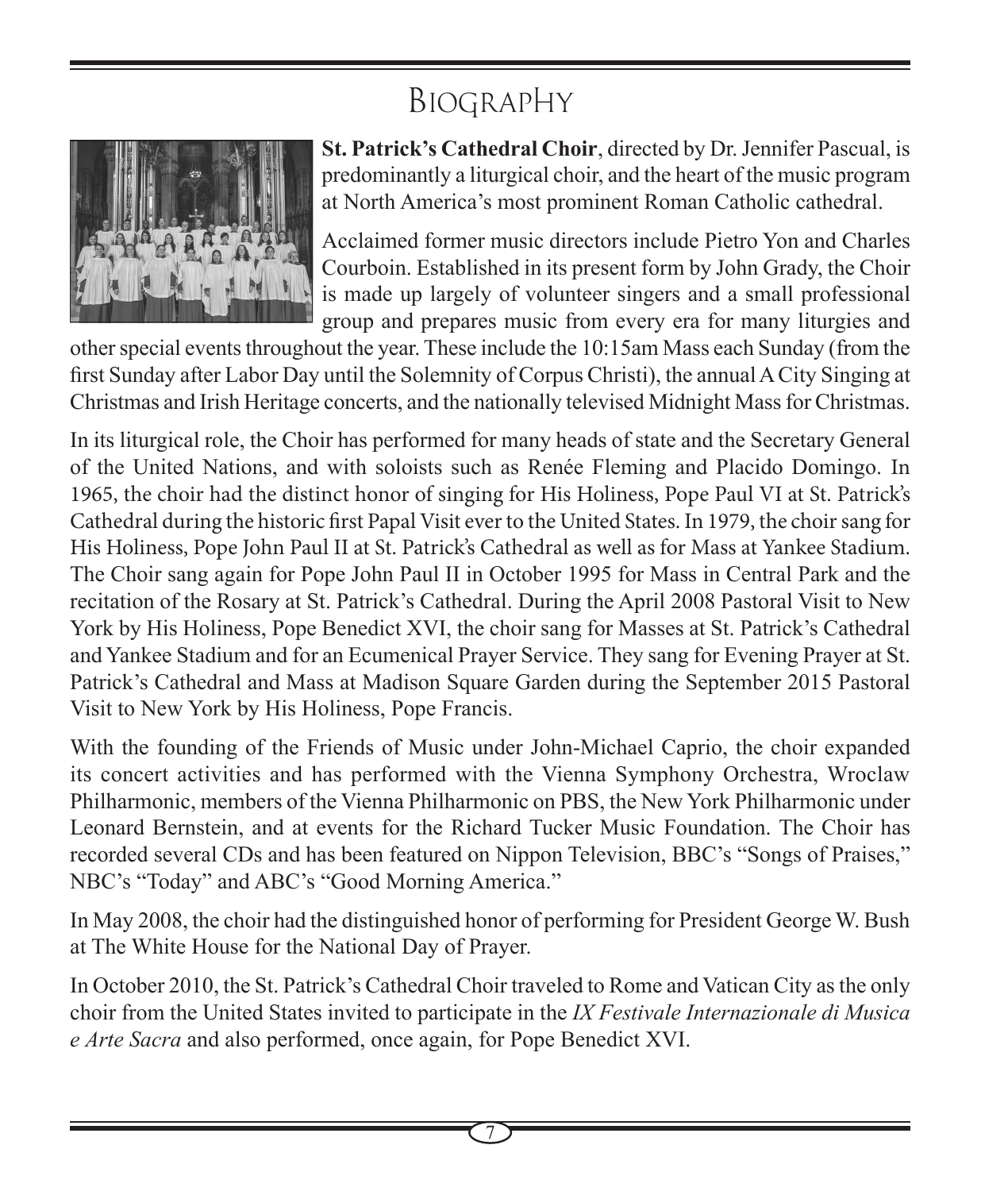# Biography

**St. Patrick's Cathedral Choir**, directed by Dr. Jennifer Pascual, is predominantly a liturgical choir, and the heart of the music program at North America's most prominent Roman Catholic cathedral.

Acclaimed former music directors include Pietro Yon and Charles Courboin. Established in its present form by John Grady, the Choir is made up largely of volunteer singers and a small professional group and prepares music from every era for many liturgies and other special events throughout the year. These include the 10:15am Mass each Sunday (from the first Sunday after Labor Day until the Solemnity of Corpus Christi), the annual A City Singing at Christmas and Irish Heritage concerts, and the nationally televised Midnight Mass for Christmas.

In its liturgical role, the Choir has performed for many heads of state and the Secretary General of the United Nations, and with soloists such as Renée Fleming and Placido Domingo. In 1965, the choir had the distinct honor of singing for His Holiness, Pope Paul VI at St. Patrick's Cathedral during the historic first Papal Visit ever to the United States. In 1979, the choir sang for His Holiness, Pope John Paul II at St. Patrick's Cathedral as well as for Mass at Yankee Stadium. The Choir sang again for Pope John Paul II in October 1995 for Mass in Central Park and the recitation of the Rosary at St. Patrick's Cathedral. During the April 2008 Pastoral Visit to New York by His Holiness, Pope Benedict XVI, the choir sang for Masses at St. Patrick's Cathedral and Yankee Stadium and for an Ecumenical Prayer Service. They sang for Evening Prayer at St. Patrick's Cathedral and Mass at Madison Square Garden during the September 2015 Pastoral Visit to New York by His Holiness, Pope Francis.

With the founding of the Friends of Music under John-Michael Caprio, the choir expanded its concert activities and has performed with the Vienna Symphony Orchestra, Wroclaw Philharmonic, members of the Vienna Philharmonic on PBS, the New York Philharmonic under Leonard Bernstein, and at events for the Richard Tucker Music Foundation. The Choir has recorded several CDs and has been featured on Nippon Television, BBC's "Songs of Praises," NBC's "Today" and ABC's "Good Morning America."

In May 2008, the choir had the distinguished honor of performing for President George W. Bush at The White House for the National Day of Prayer.

In October 2010, the St. Patrick's Cathedral Choir traveled to Rome and Vatican City as the only choir from the United States invited to participate in the *IX Festivale Internazionale di Musica e Arte Sacra* and also performed, once again, for Pope Benedict XVI.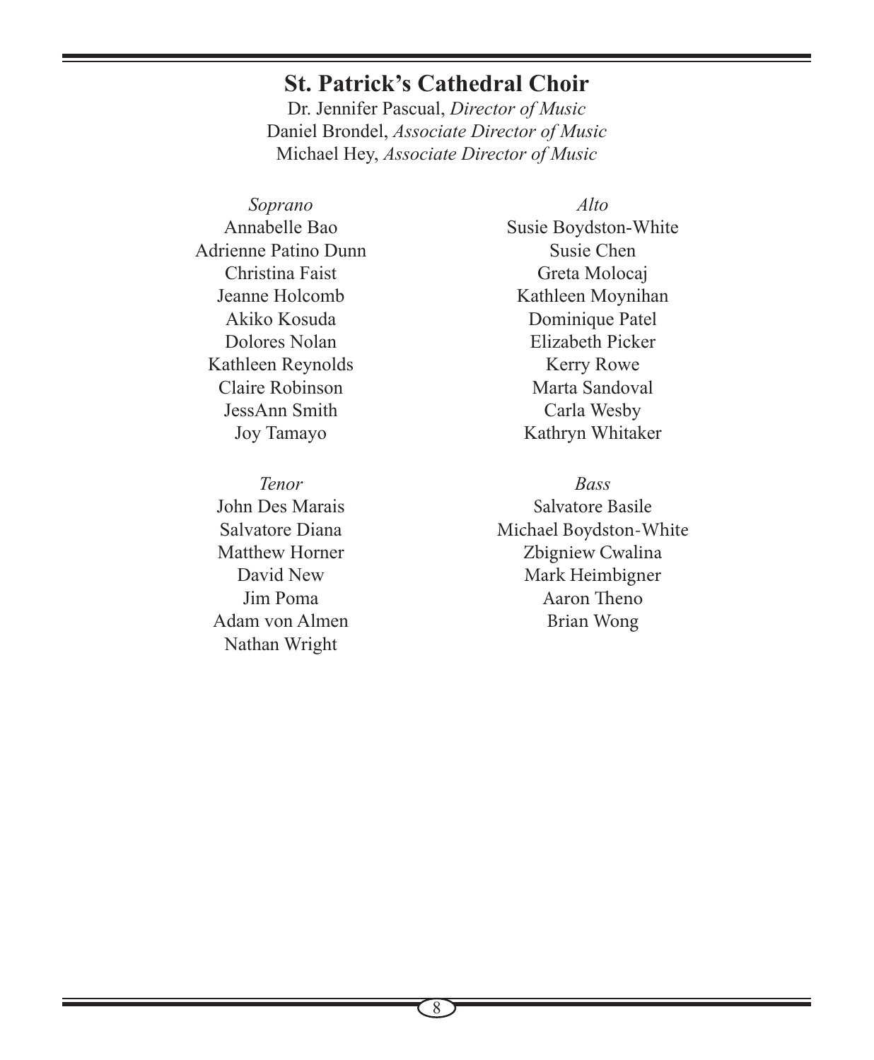## St. Patrick's Cathedral Choir

Dr. Jennifer Pascual, *Director of Music*
Daniel Brondel, *Associate Director of Music*
Michael Hey, *Associate Director of Music*

*Soprano*

Annabelle Bao
Adrienne Patino Dunn
Christina Faist
Jeanne Holcomb
Akiko Kosuda
Dolores Nolan
Kathleen Reynolds
Claire Robinson
JessAnn Smith
Joy Tamayo

*Alto*

Susie Boydston-White
Susie Chen
Greta Molocaj
Kathleen Moynihan
Dominique Patel
Elizabeth Picker
Kerry Rowe
Marta Sandoval
Carla Wesby
Kathryn Whitaker

*Tenor*

John Des Marais
Salvatore Diana
Matthew Horner
David New
Jim Poma
Adam von Almen
Nathan Wright

*Bass*

Salvatore Basile
Michael Boydston-White
Zbigniew Cwalina
Mark Heimbigner
Aaron Theno
Brian Wong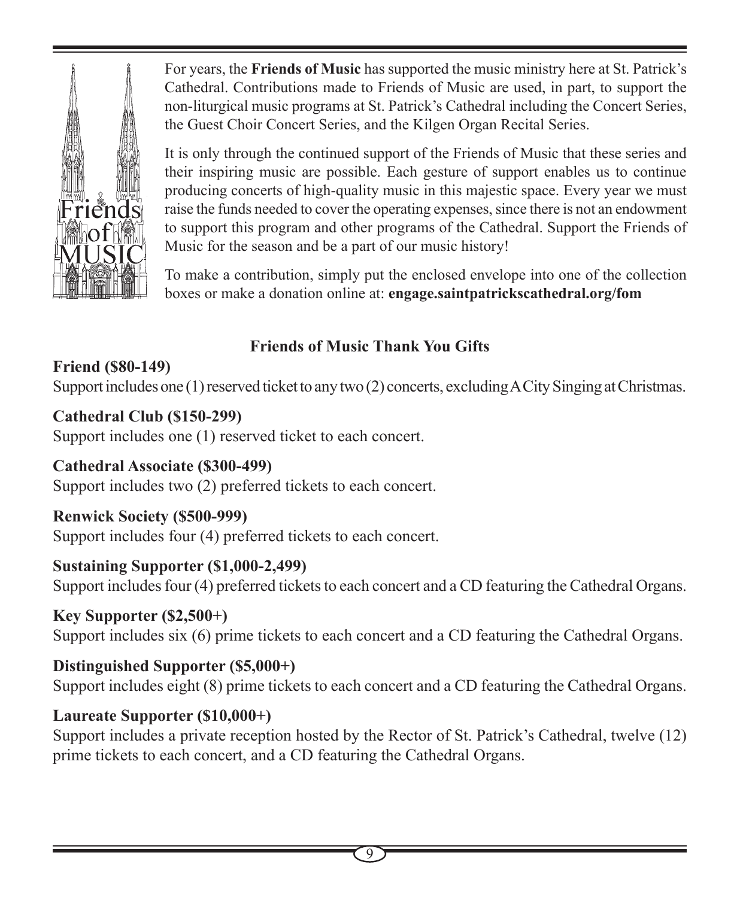For years, the **Friends of Music** has supported the music ministry here at St. Patrick's Cathedral. Contributions made to Friends of Music are used, in part, to support the non-liturgical music programs at St. Patrick's Cathedral including the Concert Series, the Guest Choir Concert Series, and the Kilgen Organ Recital Series.

It is only through the continued support of the Friends of Music that these series and their inspiring music are possible. Each gesture of support enables us to continue producing concerts of high-quality music in this majestic space. Every year we must raise the funds needed to cover the operating expenses, since there is not an endowment to support this program and other programs of the Cathedral. Support the Friends of Music for the season and be a part of our music history!

To make a contribution, simply put the enclosed envelope into one of the collection boxes or make a donation online at: **engage.saintpatrickscathedral.org/fom**

## Friends of Music Thank You Gifts

**Friend ($80-149)**
Support includes one (1) reserved ticket to any two (2) concerts, excluding A City Singing at Christmas.

**Cathedral Club ($150-299)**
Support includes one (1) reserved ticket to each concert.

**Cathedral Associate ($300-499)**
Support includes two (2) preferred tickets to each concert.

**Renwick Society ($500-999)**
Support includes four (4) preferred tickets to each concert.

**Sustaining Supporter ($1,000-2,499)**
Support includes four (4) preferred tickets to each concert and a CD featuring the Cathedral Organs.

**Key Supporter ($2,500+)**
Support includes six (6) prime tickets to each concert and a CD featuring the Cathedral Organs.

**Distinguished Supporter ($5,000+)**
Support includes eight (8) prime tickets to each concert and a CD featuring the Cathedral Organs.

**Laureate Supporter ($10,000+)**
Support includes a private reception hosted by the Rector of St. Patrick's Cathedral, twelve (12) prime tickets to each concert, and a CD featuring the Cathedral Organs.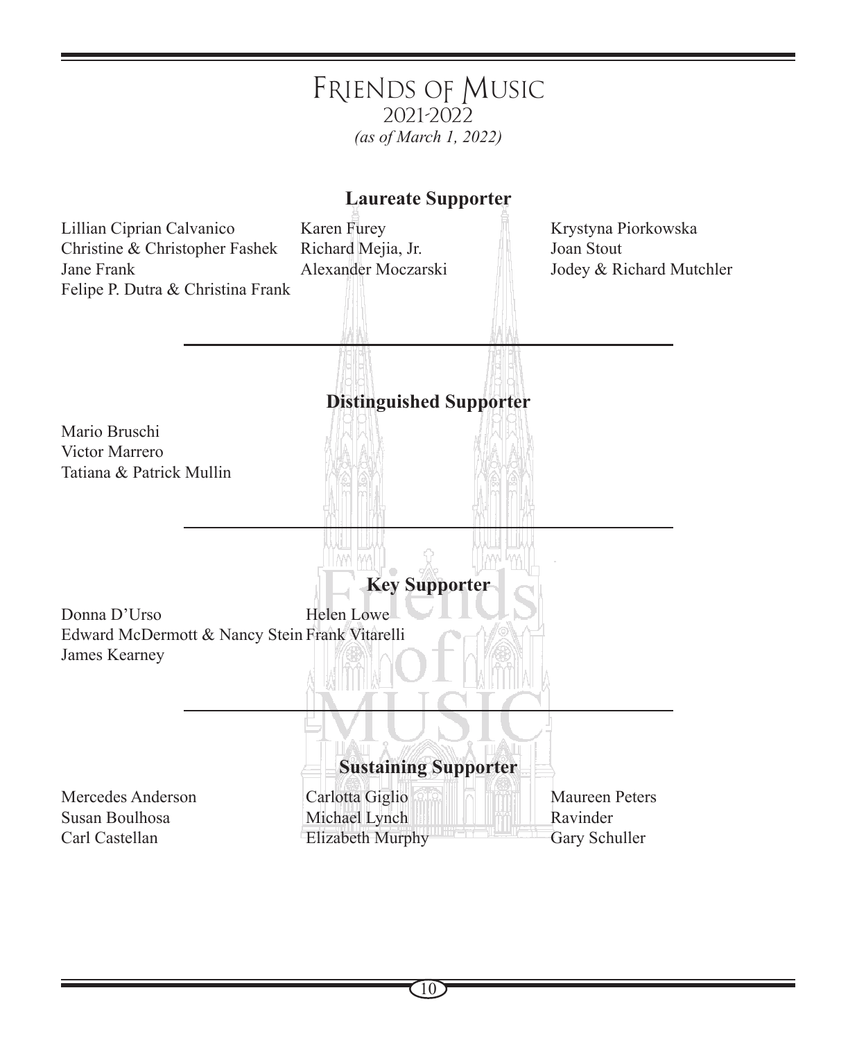# Friends of Music

2021-2022

*(as of March 1, 2022)*

## Laureate Supporter

Lillian Ciprian Calvanico
Christine & Christopher Fashek
Jane Frank
Felipe P. Dutra & Christina Frank
Karen Furey
Richard Mejia, Jr.
Alexander Moczarski
Krystyna Piorkowska
Joan Stout
Jodey & Richard Mutchler

## Distinguished Supporter

Mario Bruschi
Victor Marrero
Tatiana & Patrick Mullin

## Key Supporter

Donna D'Urso
Edward McDermott & Nancy Stein
James Kearney
Helen Lowe
Frank Vitarelli

## Sustaining Supporter

Mercedes Anderson
Susan Boulhosa
Carl Castellan
Carlotta Giglio
Michael Lynch
Elizabeth Murphy
Maureen Peters
Ravinder
Gary Schuller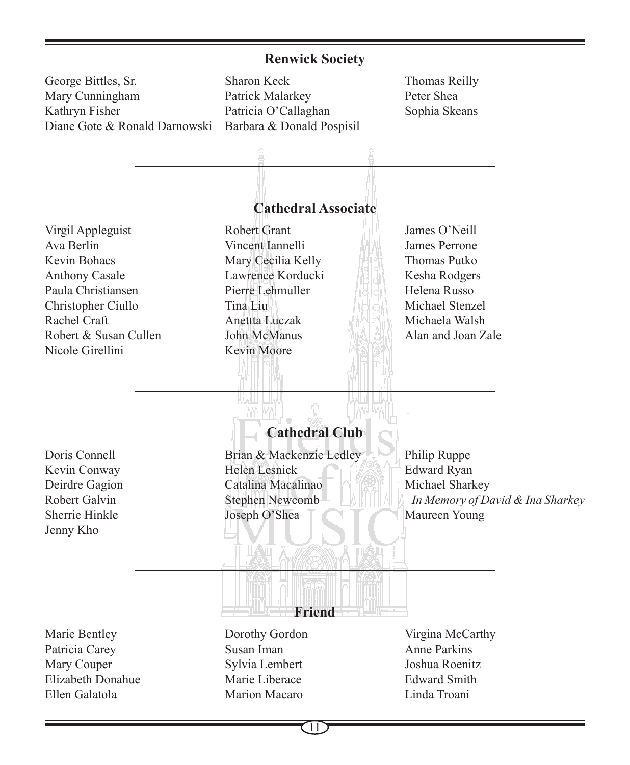## Renwick Society

George Bittles, Sr.
Mary Cunningham
Kathryn Fisher
Diane Gote & Ronald Darnowski
Sharon Keck
Patrick Malarkey
Patricia O'Callaghan
Barbara & Donald Pospisil
Thomas Reilly
Peter Shea
Sophia Skeans

## Cathedral Associate

Virgil Appleguist
Ava Berlin
Kevin Bohacs
Anthony Casale
Paula Christiansen
Christopher Ciullo
Rachel Craft
Robert & Susan Cullen
Nicole Girellini
Robert Grant
Vincent Iannelli
Mary Cecilia Kelly
Lawrence Korducki
Pierre Lehmuller
Tina Liu
Anettta Luczak
John McManus
Kevin Moore
James O'Neill
James Perrone
Thomas Putko
Kesha Rodgers
Helena Russo
Michael Stenzel
Michaela Walsh
Alan and Joan Zale

## Cathedral Club

Doris Connell
Kevin Conway
Deirdre Gagion
Robert Galvin
Sherrie Hinkle
Jenny Kho
Brian & Mackenzie Ledley
Helen Lesnick
Catalina Macalinao
Stephen Newcomb
Joseph O'Shea
Philip Ruppe
Edward Ryan
Michael Sharkey
*In Memory of David & Ina Sharkey*
Maureen Young

## Friend

Marie Bentley
Patricia Carey
Mary Couper
Elizabeth Donahue
Ellen Galatola
Dorothy Gordon
Susan Iman
Sylvia Lembert
Marie Liberace
Marion Macaro
Virgina McCarthy
Anne Parkins
Joshua Roenitz
Edward Smith
Linda Troani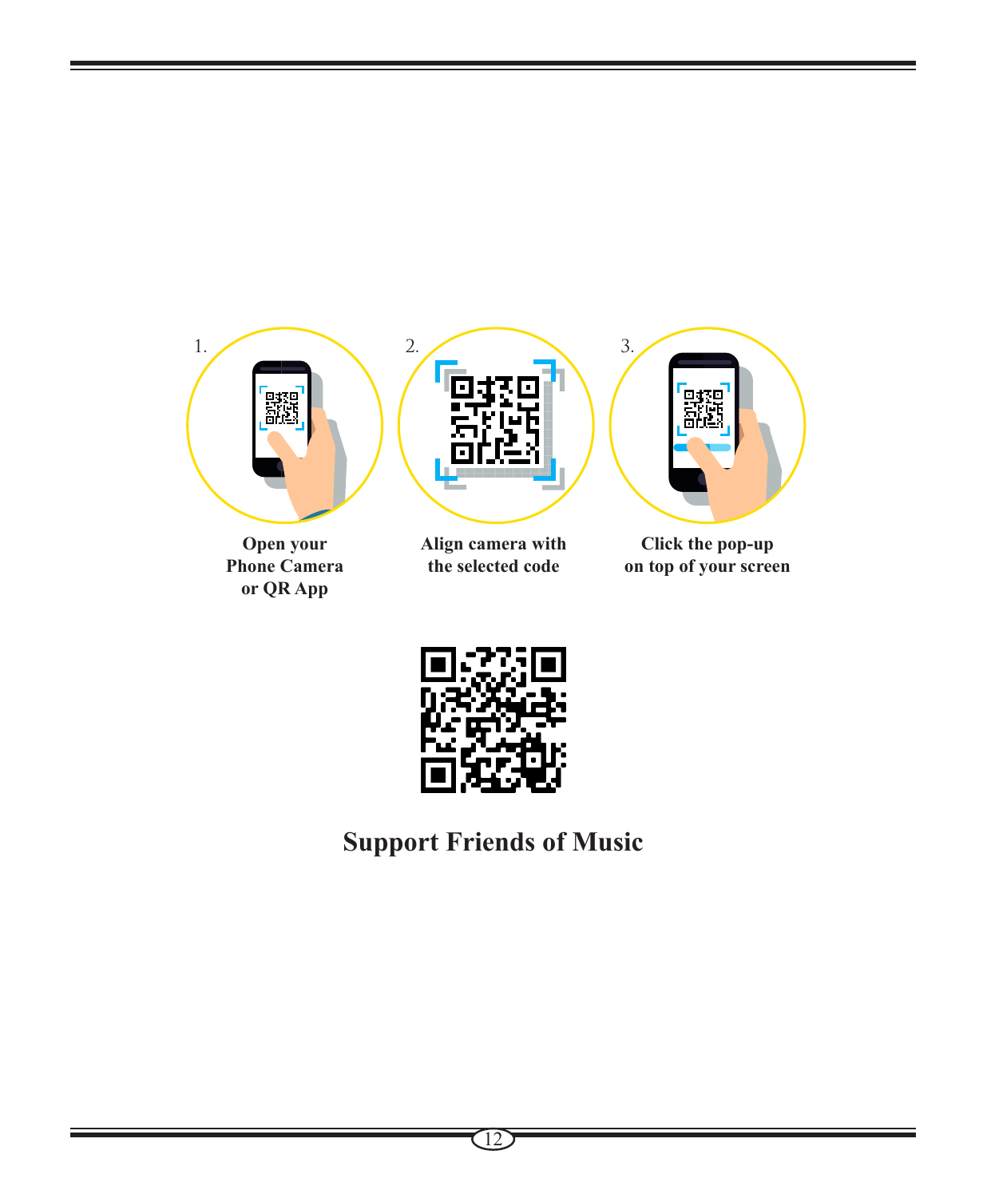1\.

**Open your Phone Camera or QR App**

2\.

**Align camera with the selected code**

3\.

**Click the pop-up on top of your screen**

## Support Friends of Music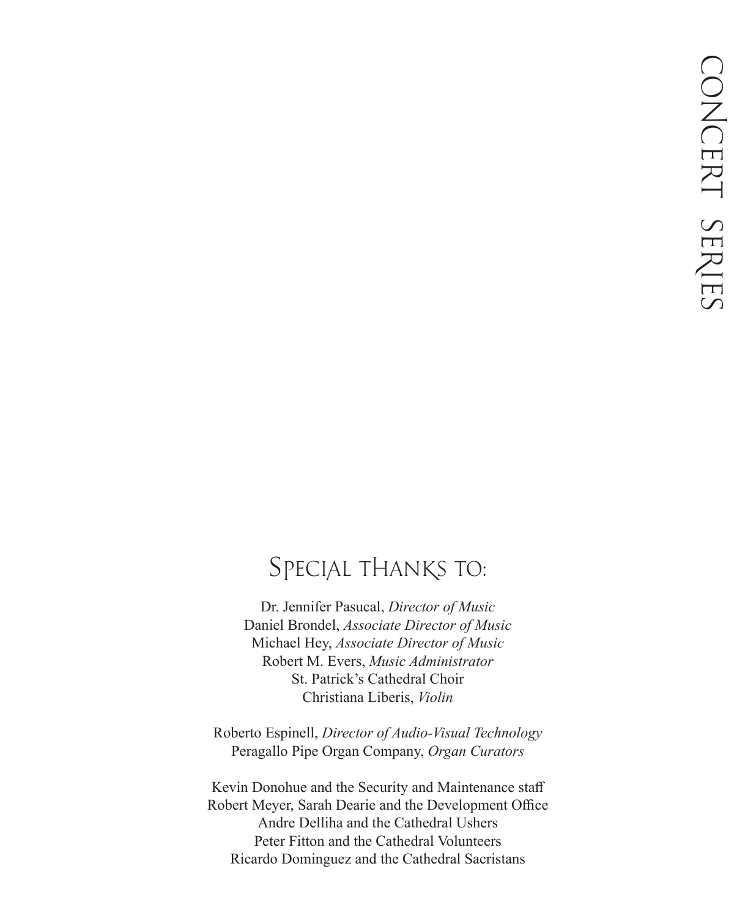## Special thanks to:

Dr. Jennifer Pasucal, *Director of Music*
Daniel Brondel, *Associate Director of Music*
Michael Hey, *Associate Director of Music*
Robert M. Evers, *Music Administrator*
St. Patrick's Cathedral Choir
Christiana Liberis, *Violin*

Roberto Espinell, *Director of Audio-Visual Technology*
Peragallo Pipe Organ Company, *Organ Curators*

Kevin Donohue and the Security and Maintenance staff
Robert Meyer, Sarah Dearie and the Development Office
Andre Delliha and the Cathedral Ushers
Peter Fitton and the Cathedral Volunteers
Ricardo Dominguez and the Cathedral Sacristans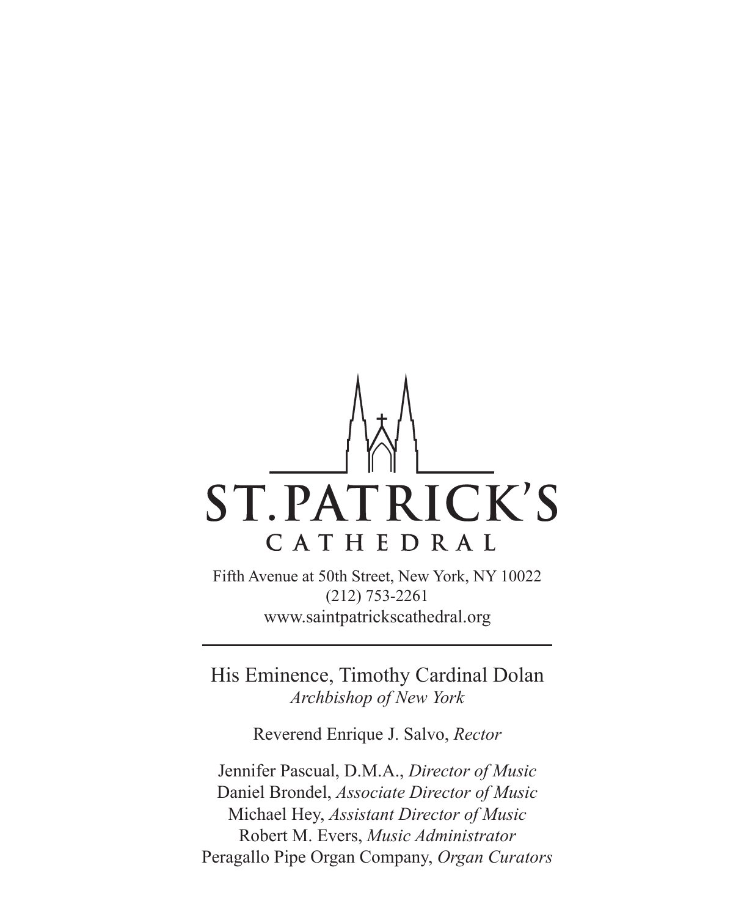# ST. PATRICK'S
## CATHEDRAL

Fifth Avenue at 50th Street, New York, NY 10022
(212) 753-2261
www.saintpatrickscathedral.org

---

His Eminence, Timothy Cardinal Dolan
*Archbishop of New York*

Reverend Enrique J. Salvo, *Rector*

Jennifer Pascual, D.M.A., *Director of Music*
Daniel Brondel, *Associate Director of Music*
Michael Hey, *Assistant Director of Music*
Robert M. Evers, *Music Administrator*
Peragallo Pipe Organ Company, *Organ Curators*